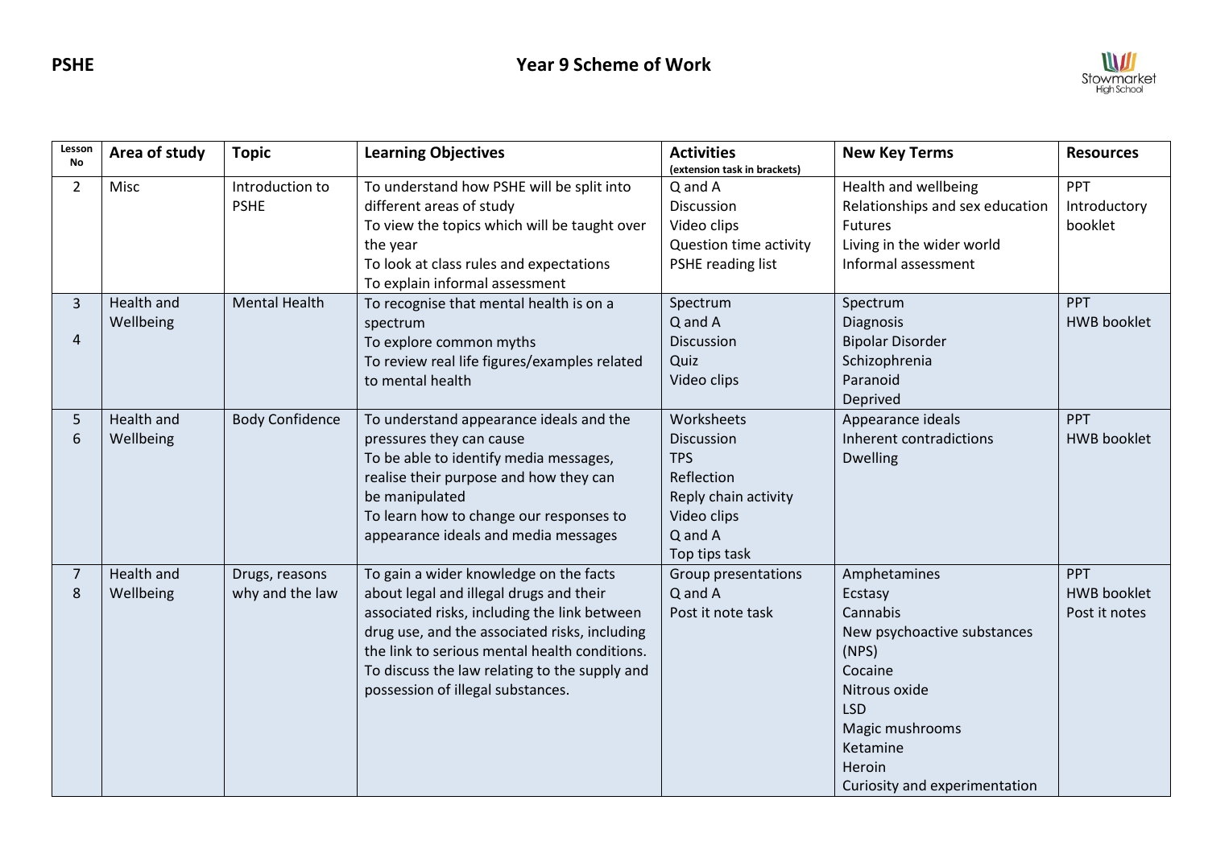**PSHE** | **Year 9 Scheme of Work**

Stowmarket High School

| Lesson No | Area of study | Topic | Learning Objectives | Activities (extension task in brackets) | New Key Terms | Resources |
|---|---|---|---|---|---|---|
| 2 | Misc | Introduction to PSHE | To understand how PSHE will be split into different areas of study<br>To view the topics which will be taught over the year<br>To look at class rules and expectations<br>To explain informal assessment | Q and A<br>Discussion<br>Video clips<br>Question time activity<br>PSHE reading list | Health and wellbeing<br>Relationships and sex education<br>Futures<br>Living in the wider world<br>Informal assessment | PPT<br>Introductory booklet |
| 3<br>4 | Health and Wellbeing | Mental Health | To recognise that mental health is on a spectrum<br>To explore common myths<br>To review real life figures/examples related to mental health | Spectrum<br>Q and A<br>Discussion<br>Quiz<br>Video clips | Spectrum<br>Diagnosis<br>Bipolar Disorder<br>Schizophrenia<br>Paranoid<br>Deprived | PPT<br>HWB booklet |
| 5<br>6 | Health and Wellbeing | Body Confidence | To understand appearance ideals and the pressures they can cause<br>To be able to identify media messages, realise their purpose and how they can be manipulated<br>To learn how to change our responses to appearance ideals and media messages | Worksheets<br>Discussion<br>TPS<br>Reflection<br>Reply chain activity<br>Video clips<br>Q and A<br>Top tips task | Appearance ideals<br>Inherent contradictions<br>Dwelling | PPT<br>HWB booklet |
| 7<br>8 | Health and Wellbeing | Drugs, reasons why and the law | To gain a wider knowledge on the facts about legal and illegal drugs and their associated risks, including the link between drug use, and the associated risks, including the link to serious mental health conditions.<br>To discuss the law relating to the supply and possession of illegal substances. | Group presentations<br>Q and A<br>Post it note task | Amphetamines<br>Ecstasy<br>Cannabis<br>New psychoactive substances (NPS)<br>Cocaine<br>Nitrous oxide<br>LSD<br>Magic mushrooms<br>Ketamine<br>Heroin<br>Curiosity and experimentation | PPT<br>HWB booklet<br>Post it notes |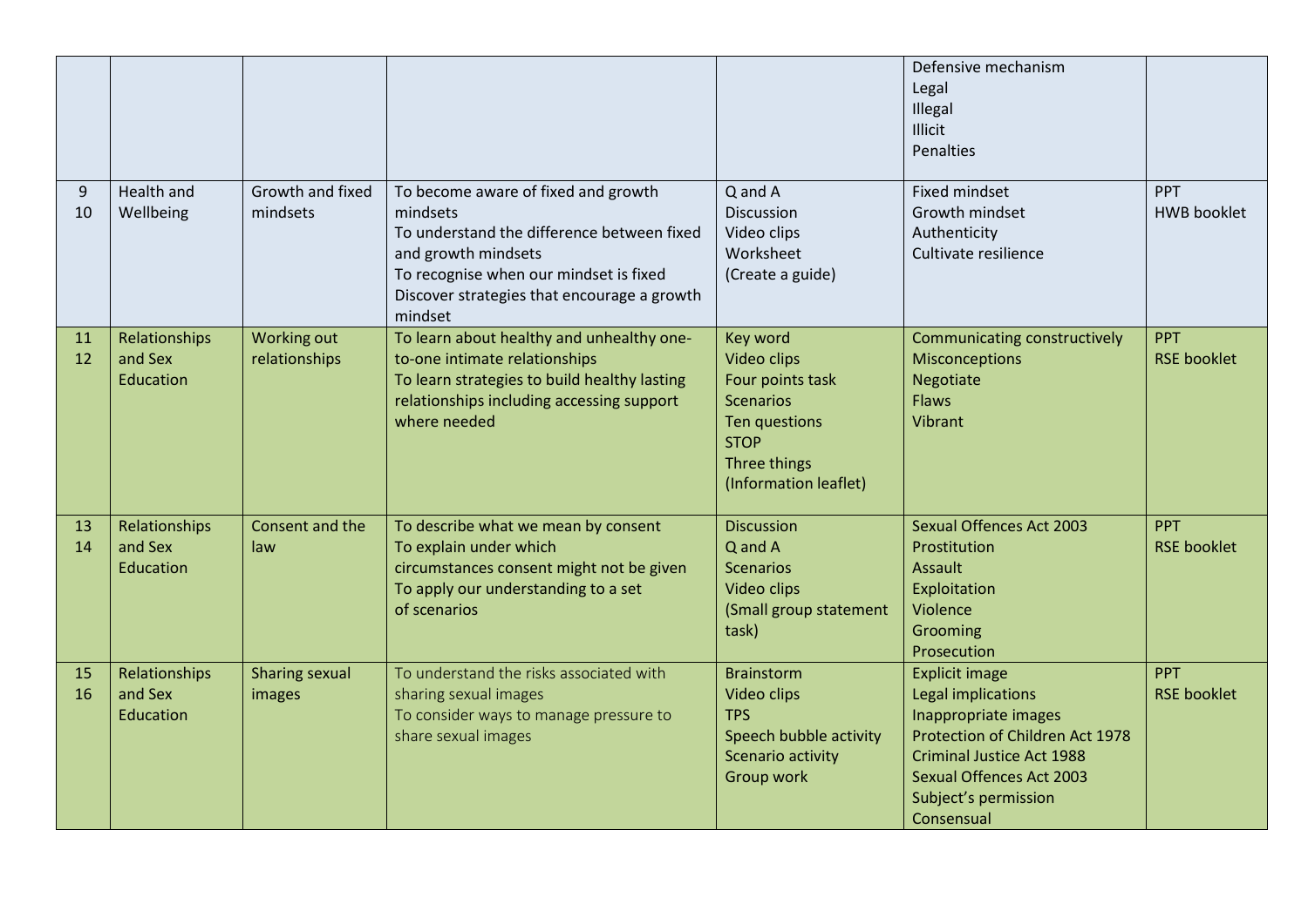| | | | | | | |
|---|---|---|---|---|---|---|
| | | | | | Defensive mechanism<br>Legal<br>Illegal<br>Illicit<br>Penalties | |
| 9<br>10 | Health and Wellbeing | Growth and fixed mindsets | To become aware of fixed and growth mindsets<br>To understand the difference between fixed and growth mindsets<br>To recognise when our mindset is fixed<br>Discover strategies that encourage a growth mindset | Q and A<br>Discussion<br>Video clips<br>Worksheet<br>(Create a guide) | Fixed mindset<br>Growth mindset<br>Authenticity<br>Cultivate resilience | PPT<br>HWB booklet |
| 11<br>12 | Relationships and Sex Education | Working out relationships | To learn about healthy and unhealthy one-to-one intimate relationships<br>To learn strategies to build healthy lasting relationships including accessing support where needed | Key word<br>Video clips<br>Four points task<br>Scenarios<br>Ten questions<br>STOP<br>Three things<br>(Information leaflet) | Communicating constructively<br>Misconceptions<br>Negotiate<br>Flaws<br>Vibrant | PPT<br>RSE booklet |
| 13<br>14 | Relationships and Sex Education | Consent and the law | To describe what we mean by consent<br>To explain under which circumstances consent might not be given<br>To apply our understanding to a set of scenarios | Discussion<br>Q and A<br>Scenarios<br>Video clips<br>(Small group statement task) | Sexual Offences Act 2003<br>Prostitution<br>Assault<br>Exploitation<br>Violence<br>Grooming<br>Prosecution | PPT<br>RSE booklet |
| 15<br>16 | Relationships and Sex Education | Sharing sexual images | To understand the risks associated with sharing sexual images<br>To consider ways to manage pressure to share sexual images | Brainstorm<br>Video clips<br>TPS<br>Speech bubble activity<br>Scenario activity<br>Group work | Explicit image<br>Legal implications<br>Inappropriate images<br>Protection of Children Act 1978<br>Criminal Justice Act 1988<br>Sexual Offences Act 2003<br>Subject's permission<br>Consensual | PPT<br>RSE booklet |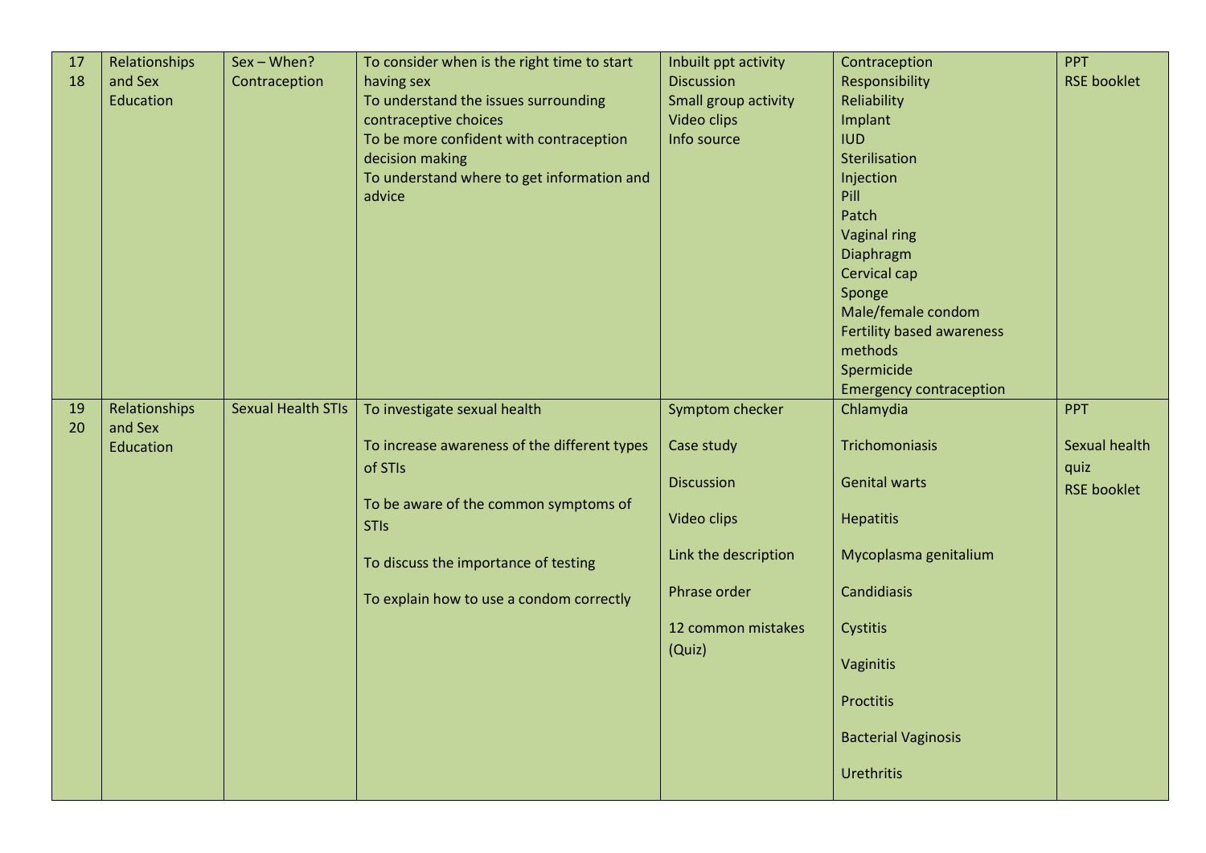| 17<br>18 | Relationships and Sex Education | Sex – When? Contraception | To consider when is the right time to start having sex<br>To understand the issues surrounding contraceptive choices<br>To be more confident with contraception decision making<br>To understand where to get information and advice | Inbuilt ppt activity<br>Discussion<br>Small group activity<br>Video clips<br>Info source | Contraception<br>Responsibility<br>Reliability<br>Implant<br>IUD<br>Sterilisation<br>Injection<br>Pill<br>Patch<br>Vaginal ring<br>Diaphragm<br>Cervical cap<br>Sponge<br>Male/female condom<br>Fertility based awareness methods<br>Spermicide<br>Emergency contraception | PPT<br>RSE booklet |
|---|---|---|---|---|---|---|
| 19<br>20 | Relationships and Sex Education | Sexual Health STIs | To investigate sexual health<br>To increase awareness of the different types of STIs<br>To be aware of the common symptoms of STIs<br>To discuss the importance of testing<br>To explain how to use a condom correctly | Symptom checker<br>Case study<br>Discussion<br>Video clips<br>Link the description<br>Phrase order<br>12 common mistakes (Quiz) | Chlamydia<br>Trichomoniasis<br>Genital warts<br>Hepatitis<br>Mycoplasma genitalium<br>Candidiasis<br>Cystitis<br>Vaginitis<br>Proctitis<br>Bacterial Vaginosis<br>Urethritis | PPT<br>Sexual health quiz<br>RSE booklet |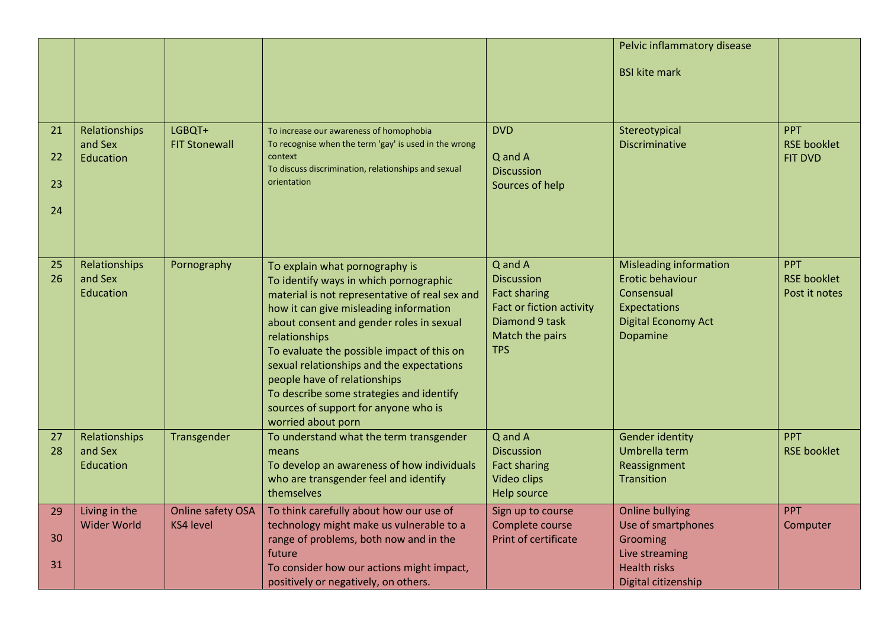| | | | | | | |
|---|---|---|---|---|---|---|
| | | | | | Pelvic inflammatory disease<br><br>BSI kite mark | |
| 21<br><br>22<br><br>23<br><br>24 | Relationships and Sex Education | LGBQT+<br>FIT Stonewall | To increase our awareness of homophobia<br>To recognise when the term 'gay' is used in the wrong context<br>To discuss discrimination, relationships and sexual orientation | DVD<br><br>Q and A<br>Discussion<br>Sources of help | Stereotypical<br>Discriminative | PPT<br>RSE booklet<br>FIT DVD |
| 25<br>26 | Relationships and Sex Education | Pornography | To explain what pornography is<br>To identify ways in which pornographic material is not representative of real sex and how it can give misleading information about consent and gender roles in sexual relationships<br>To evaluate the possible impact of this on sexual relationships and the expectations people have of relationships<br>To describe some strategies and identify sources of support for anyone who is worried about porn | Q and A<br>Discussion<br>Fact sharing<br>Fact or fiction activity<br>Diamond 9 task<br>Match the pairs<br>TPS | Misleading information<br>Erotic behaviour<br>Consensual<br>Expectations<br>Digital Economy Act<br>Dopamine | PPT<br>RSE booklet<br>Post it notes |
| 27<br>28 | Relationships and Sex Education | Transgender | To understand what the term transgender means<br>To develop an awareness of how individuals who are transgender feel and identify themselves | Q and A<br>Discussion<br>Fact sharing<br>Video clips<br>Help source | Gender identity<br>Umbrella term<br>Reassignment<br>Transition | PPT<br>RSE booklet |
| 29<br><br>30<br><br>31 | Living in the Wider World | Online safety OSA KS4 level | To think carefully about how our use of technology might make us vulnerable to a range of problems, both now and in the future<br>To consider how our actions might impact, positively or negatively, on others. | Sign up to course<br>Complete course<br>Print of certificate | Online bullying<br>Use of smartphones<br>Grooming<br>Live streaming<br>Health risks<br>Digital citizenship | PPT<br>Computer |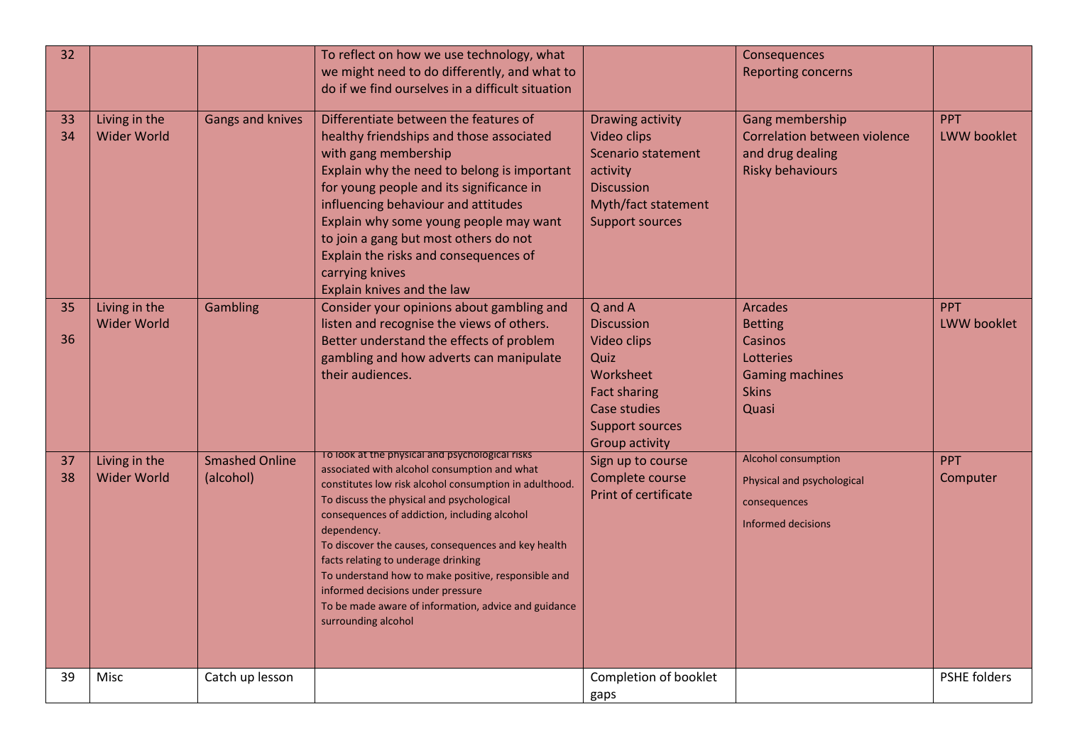| | | | | | | |
|---|---|---|---|---|---|---|
| 32 | | | To reflect on how we use technology, what we might need to do differently, and what to do if we find ourselves in a difficult situation | | Consequences<br>Reporting concerns | |
| 33<br>34 | Living in the Wider World | Gangs and knives | Differentiate between the features of healthy friendships and those associated with gang membership<br>Explain why the need to belong is important for young people and its significance in influencing behaviour and attitudes<br>Explain why some young people may want to join a gang but most others do not<br>Explain the risks and consequences of carrying knives<br>Explain knives and the law | Drawing activity<br>Video clips<br>Scenario statement activity<br>Discussion<br>Myth/fact statement<br>Support sources | Gang membership<br>Correlation between violence and drug dealing<br>Risky behaviours | PPT<br>LWW booklet |
| 35<br><br>36 | Living in the Wider World | Gambling | Consider your opinions about gambling and listen and recognise the views of others.<br>Better understand the effects of problem gambling and how adverts can manipulate their audiences. | Q and A<br>Discussion<br>Video clips<br>Quiz<br>Worksheet<br>Fact sharing<br>Case studies<br>Support sources<br>Group activity | Arcades<br>Betting<br>Casinos<br>Lotteries<br>Gaming machines<br>Skins<br>Quasi | PPT<br>LWW booklet |
| 37<br>38 | Living in the Wider World | Smashed Online (alcohol) | To look at the physical and psychological risks associated with alcohol consumption and what constitutes low risk alcohol consumption in adulthood.<br>To discuss the physical and psychological consequences of addiction, including alcohol dependency.<br>To discover the causes, consequences and key health facts relating to underage drinking<br>To understand how to make positive, responsible and informed decisions under pressure<br>To be made aware of information, advice and guidance surrounding alcohol | Sign up to course<br>Complete course<br>Print of certificate | Alcohol consumption<br>Physical and psychological consequences<br>Informed decisions | PPT<br>Computer |
| 39 | Misc | Catch up lesson | | Completion of booklet gaps | | PSHE folders |